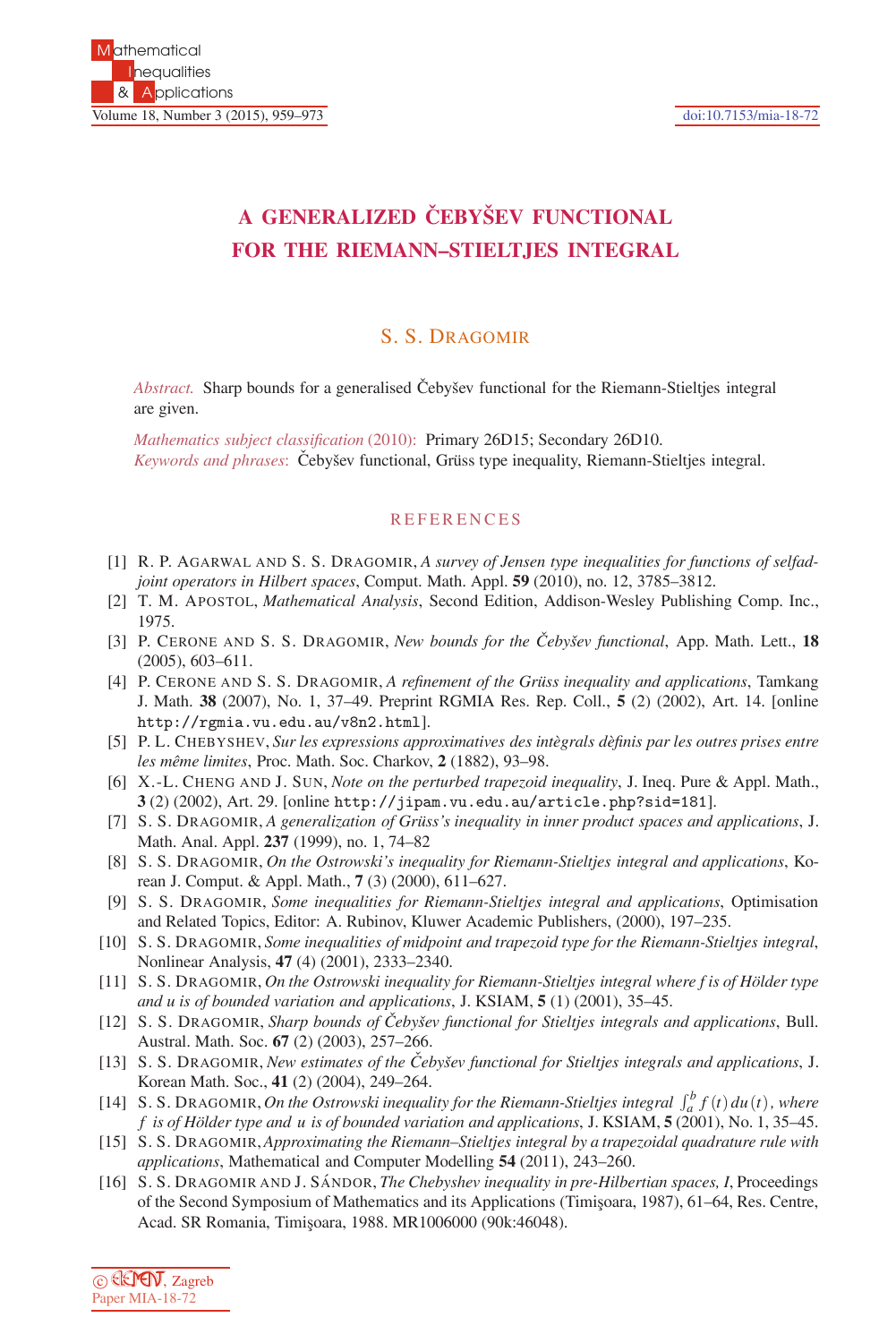# A GENERALIZED ČEBYŠEV FUNCTIONAL FOR THE RIEMANN–STIELTJES INTEGRAL

S. S. DRAGOMIR

*Abstract.* Sharp bounds for a generalised Čebyšev functional for the Riemann-Stieltjes integral are given.

*Mathematics subject classification* (2010): Primary 26D15; Secondary 26D10.
*Keywords and phrases*: Čebyšev functional, Grüss type inequality, Riemann-Stieltjes integral.

## REFERENCES

[1] R. P. Agarwal and S. S. Dragomir, *A survey of Jensen type inequalities for functions of selfadjoint operators in Hilbert spaces*, Comput. Math. Appl. **59** (2010), no. 12, 3785–3812.

[2] T. M. Apostol, *Mathematical Analysis*, Second Edition, Addison-Wesley Publishing Comp. Inc., 1975.

[3] P. Cerone and S. S. Dragomir, *New bounds for the Čebyšev functional*, App. Math. Lett., **18** (2005), 603–611.

[4] P. Cerone and S. S. Dragomir, *A refinement of the Grüss inequality and applications*, Tamkang J. Math. **38** (2007), No. 1, 37–49. Preprint RGMIA Res. Rep. Coll., **5** (2) (2002), Art. 14. [online http://rgmia.vu.edu.au/v8n2.html].

[5] P. L. Chebyshev, *Sur les expressions approximatives des intègrals dèfinis par les outres prises entre les même limites*, Proc. Math. Soc. Charkov, **2** (1882), 93–98.

[6] X.-L. Cheng and J. Sun, *Note on the perturbed trapezoid inequality*, J. Ineq. Pure & Appl. Math., **3** (2) (2002), Art. 29. [online http://jipam.vu.edu.au/article.php?sid=181].

[7] S. S. Dragomir, *A generalization of Grüss's inequality in inner product spaces and applications*, J. Math. Anal. Appl. **237** (1999), no. 1, 74–82

[8] S. S. Dragomir, *On the Ostrowski's inequality for Riemann-Stieltjes integral and applications*, Korean J. Comput. & Appl. Math., **7** (3) (2000), 611–627.

[9] S. S. Dragomir, *Some inequalities for Riemann-Stieltjes integral and applications*, Optimisation and Related Topics, Editor: A. Rubinov, Kluwer Academic Publishers, (2000), 197–235.

[10] S. S. Dragomir, *Some inequalities of midpoint and trapezoid type for the Riemann-Stieltjes integral*, Nonlinear Analysis, **47** (4) (2001), 2333–2340.

[11] S. S. Dragomir, *On the Ostrowski inequality for Riemann-Stieltjes integral where f is of Hölder type and u is of bounded variation and applications*, J. KSIAM, **5** (1) (2001), 35–45.

[12] S. S. Dragomir, *Sharp bounds of Čebyšev functional for Stieltjes integrals and applications*, Bull. Austral. Math. Soc. **67** (2) (2003), 257–266.

[13] S. S. Dragomir, *New estimates of the Čebyšev functional for Stieltjes integrals and applications*, J. Korean Math. Soc., **41** (2) (2004), 249–264.

[14] S. S. Dragomir, *On the Ostrowski inequality for the Riemann-Stieltjes integral* $\int_a^b f(t)\,du(t)$*, where* $f$ *is of Hölder type and* $u$ *is of bounded variation and applications*, J. KSIAM, **5** (2001), No. 1, 35–45.

[15] S. S. Dragomir, *Approximating the Riemann–Stieltjes integral by a trapezoidal quadrature rule with applications*, Mathematical and Computer Modelling **54** (2011), 243–260.

[16] S. S. Dragomir and J. Sándor, *The Chebyshev inequality in pre-Hilbertian spaces, I*, Proceedings of the Second Symposium of Mathematics and its Applications (Timişoara, 1987), 61–64, Res. Centre, Acad. SR Romania, Timişoara, 1988. MR1006000 (90k:46048).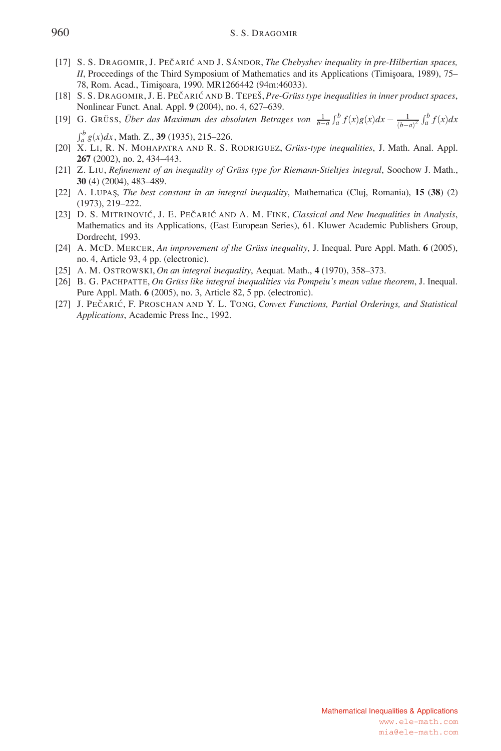[17] S. S. Dragomir, J. Pečarić and J. Sándor, *The Chebyshev inequality in pre-Hilbertian spaces, II*, Proceedings of the Third Symposium of Mathematics and its Applications (Timişoara, 1989), 75–78, Rom. Acad., Timişoara, 1990. MR1266442 (94m:46033).

[18] S. S. Dragomir, J. E. Pečarić and B. Tepeš, *Pre-Grüss type inequalities in inner product spaces*, Nonlinear Funct. Anal. Appl. **9** (2004), no. 4, 627–639.

[19] G. Grüss, *Über das Maximum des absoluten Betrages von* $\frac{1}{b-a}\int_a^b f(x)g(x)dx - \frac{1}{(b-a)^2}\int_a^b f(x)dx \int_a^b g(x)dx$, Math. Z., **39** (1935), 215–226.

[20] X. Li, R. N. Mohapatra and R. S. Rodriguez, *Grüss-type inequalities*, J. Math. Anal. Appl. **267** (2002), no. 2, 434–443.

[21] Z. Liu, *Refinement of an inequality of Grüss type for Riemann-Stieltjes integral*, Soochow J. Math., **30** (4) (2004), 483–489.

[22] A. Lupaş, *The best constant in an integral inequality*, Mathematica (Cluj, Romania), **15** (**38**) (2) (1973), 219–222.

[23] D. S. Mitrinović, J. E. Pečarić and A. M. Fink, *Classical and New Inequalities in Analysis*, Mathematics and its Applications, (East European Series), 61. Kluwer Academic Publishers Group, Dordrecht, 1993.

[24] A. McD. Mercer, *An improvement of the Grüss inequality*, J. Inequal. Pure Appl. Math. **6** (2005), no. 4, Article 93, 4 pp. (electronic).

[25] A. M. Ostrowski, *On an integral inequality*, Aequat. Math., **4** (1970), 358–373.

[26] B. G. Pachpatte, *On Grüss like integral inequalities via Pompeiu's mean value theorem*, J. Inequal. Pure Appl. Math. **6** (2005), no. 3, Article 82, 5 pp. (electronic).

[27] J. Pečarić, F. Proschan and Y. L. Tong, *Convex Functions, Partial Orderings, and Statistical Applications*, Academic Press Inc., 1992.